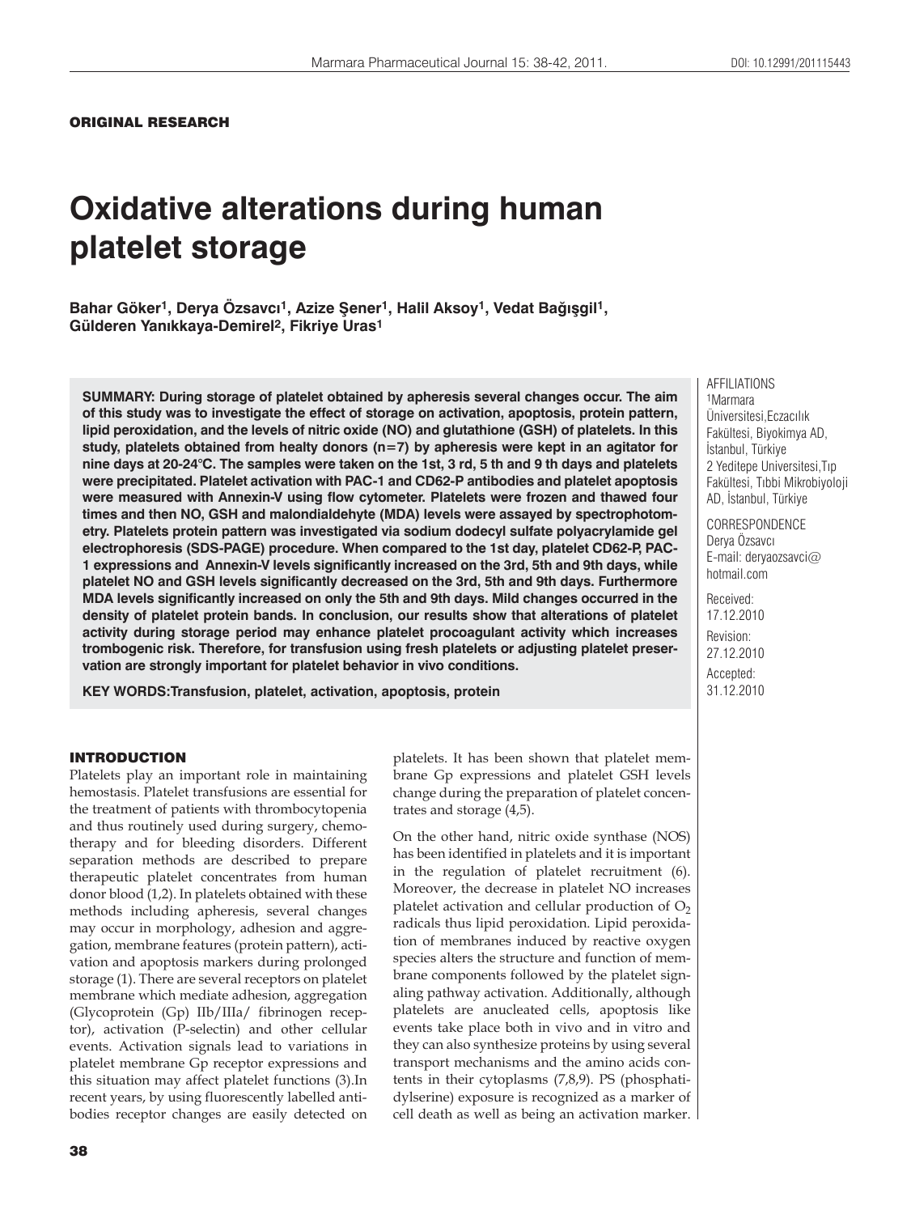ORIGINAL RESEARCH

# Oxidative alterations during human platelet storage

**Bahar Göker[1], Derya Özsavcı[1], Azize Şener[1], Halil Aksoy[1], Vedat Bağışgil[1], Gülderen Yanıkkaya-Demirel[2], Fikriye Uras[1]**

**SUMMARY: During storage of platelet obtained by apheresis several changes occur. The aim of this study was to investigate the effect of storage on activation, apoptosis, protein pattern, lipid peroxidation, and the levels of nitric oxide (NO) and glutathione (GSH) of platelets. In this study, platelets obtained from healty donors (n=7) by apheresis were kept in an agitator for nine days at 20-24°C. The samples were taken on the 1st, 3 rd, 5 th and 9 th days and platelets were precipitated. Platelet activation with PAC-1 and CD62-P antibodies and platelet apoptosis were measured with Annexin-V using flow cytometer. Platelets were frozen and thawed four times and then NO, GSH and malondialdehyte (MDA) levels were assayed by spectrophotometry. Platelets protein pattern was investigated via sodium dodecyl sulfate polyacrylamide gel electrophoresis (SDS-PAGE) procedure. When compared to the 1st day, platelet CD62-P, PAC-1 expressions and Annexin-V levels significantly increased on the 3rd, 5th and 9th days, while platelet NO and GSH levels significantly decreased on the 3rd, 5th and 9th days. Furthermore MDA levels significantly increased on only the 5th and 9th days. Mild changes occurred in the density of platelet protein bands. In conclusion, our results show that alterations of platelet activity during storage period may enhance platelet procoagulant activity which increases trombogenic risk. Therefore, for transfusion using fresh platelets or adjusting platelet preservation are strongly important for platelet behavior in vivo conditions.**

**KEY WORDS:Transfusion, platelet, activation, apoptosis, protein**

AFFILIATIONS
[1]Marmara Üniversitesi,Eczacılık Fakültesi, Biyokimya AD, İstanbul, Türkiye
[2] Yeditepe Universitesi,Tıp Fakültesi, Tıbbi Mikrobiyoloji AD, İstanbul, Türkiye

CORRESPONDENCE
Derya Özsavcı
E-mail: deryaozsavci@hotmail.com

Received: 17.12.2010
Revision: 27.12.2010
Accepted: 31.12.2010

## INTRODUCTION

Platelets play an important role in maintaining hemostasis. Platelet transfusions are essential for the treatment of patients with thrombocytopenia and thus routinely used during surgery, chemotherapy and for bleeding disorders. Different separation methods are described to prepare therapeutic platelet concentrates from human donor blood (1,2). In platelets obtained with these methods including apheresis, several changes may occur in morphology, adhesion and aggregation, membrane features (protein pattern), activation and apoptosis markers during prolonged storage (1). There are several receptors on platelet membrane which mediate adhesion, aggregation (Glycoprotein (Gp) IIb/IIIa/ fibrinogen receptor), activation (P-selectin) and other cellular events. Activation signals lead to variations in platelet membrane Gp receptor expressions and this situation may affect platelet functions (3).In recent years, by using fluorescently labelled antibodies receptor changes are easily detected on platelets. It has been shown that platelet membrane Gp expressions and platelet GSH levels change during the preparation of platelet concentrates and storage (4,5).

On the other hand, nitric oxide synthase (NOS) has been identified in platelets and it is important in the regulation of platelet recruitment (6). Moreover, the decrease in platelet NO increases platelet activation and cellular production of $O_2$ radicals thus lipid peroxidation. Lipid peroxidation of membranes induced by reactive oxygen species alters the structure and function of membrane components followed by the platelet signaling pathway activation. Additionally, although platelets are anucleated cells, apoptosis like events take place both in vivo and in vitro and they can also synthesize proteins by using several transport mechanisms and the amino acids contents in their cytoplasms (7,8,9). PS (phosphatidylserine) exposure is recognized as a marker of cell death as well as being an activation marker.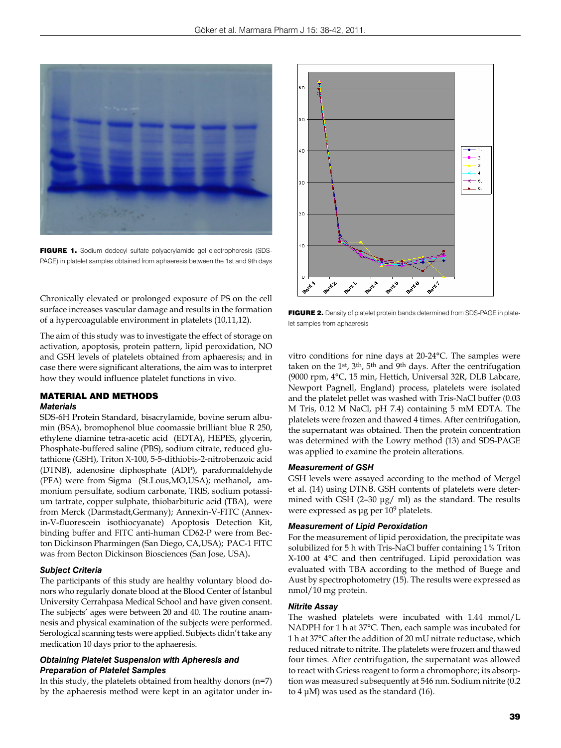FIGURE 1. Sodium dodecyl sulfate polyacrylamide gel electrophoresis (SDS-PAGE) in platelet samples obtained from aphaeresis between the 1st and 9th days

Chronically elevated or prolonged exposure of PS on the cell surface increases vascular damage and results in the formation of a hypercoagulable environment in platelets (10,11,12).

The aim of this study was to investigate the effect of storage on activation, apoptosis, protein pattern, lipid peroxidation, NO and GSH levels of platelets obtained from aphaeresis; and in case there were significant alterations, the aim was to interpret how they would influence platelet functions in vivo.

## MATERIAL AND METHODS

### Materials

SDS-6H Protein Standard, bisacrylamide, bovine serum albumin (BSA), bromophenol blue coomassie brilliant blue R 250, ethylene diamine tetra-acetic acid (EDTA), HEPES, glycerin, Phosphate-buffered saline (PBS), sodium citrate, reduced glutathione (GSH), Triton X-100, 5-5-dithiobis-2-nitrobenzoic acid (DTNB), adenosine diphosphate (ADP), paraformaldehyde (PFA) were from Sigma (St.Lous,MO,USA); methanol, ammonium persulfate, sodium carbonate, TRIS, sodium potassium tartrate, copper sulphate, thiobarbituric acid (TBA), were from Merck (Darmstadt,Germany); Annexin-V-FITC (Annexin-V-fluorescein isothiocyanate) Apoptosis Detection Kit, binding buffer and FITC anti-human CD62-P were from Becton Dickinson Pharmingen (San Diego, CA,USA); PAC-1 FITC was from Becton Dickinson Biosciences (San Jose, USA).

### Subject Criteria

The participants of this study are healthy voluntary blood donors who regularly donate blood at the Blood Center of İstanbul University Cerrahpasa Medical School and have given consent. The subjects' ages were between 20 and 40. The routine anamnesis and physical examination of the subjects were performed. Serological scanning tests were applied. Subjects didn't take any medication 10 days prior to the aphaeresis.

### Obtaining Platelet Suspension with Apheresis and Preparation of Platelet Samples

In this study, the platelets obtained from healthy donors (n=7) by the aphaeresis method were kept in an agitator under in-vitro conditions for nine days at 20-24°C. The samples were taken on the 1st, 3th, 5th and 9th days. After the centrifugation (9000 rpm, 4°C, 15 min, Hettich, Universal 32R, DLB Labcare, Newport Pagnell, England) process, platelets were isolated and the platelet pellet was washed with Tris-NaCl buffer (0.03 M Tris, 0.12 M NaCl, pH 7.4) containing 5 mM EDTA. The platelets were frozen and thawed 4 times. After centrifugation, the supernatant was obtained. Then the protein concentration was determined with the Lowry method (13) and SDS-PAGE was applied to examine the protein alterations.

FIGURE 2. Density of platelet protein bands determined from SDS-PAGE in platelet samples from aphaeresis

### Measurement of GSH

GSH levels were assayed according to the method of Mergel et al. (14) using DTNB. GSH contents of platelets were determined with GSH (2–30 μg/ ml) as the standard. The results were expressed as μg per $10^9$ platelets.

### Measurement of Lipid Peroxidation

For the measurement of lipid peroxidation, the precipitate was solubilized for 5 h with Tris-NaCl buffer containing 1% Triton X-100 at 4°C and then centrifuged. Lipid peroxidation was evaluated with TBA according to the method of Buege and Aust by spectrophotometry (15). The results were expressed as nmol/10 mg protein.

### Nitrite Assay

The washed platelets were incubated with 1.44 mmol/L NADPH for 1 h at 37°C. Then, each sample was incubated for 1 h at 37°C after the addition of 20 mU nitrate reductase, which reduced nitrate to nitrite. The platelets were frozen and thawed four times. After centrifugation, the supernatant was allowed to react with Griess reagent to form a chromophore; its absorption was measured subsequently at 546 nm. Sodium nitrite (0.2 to 4 μM) was used as the standard (16).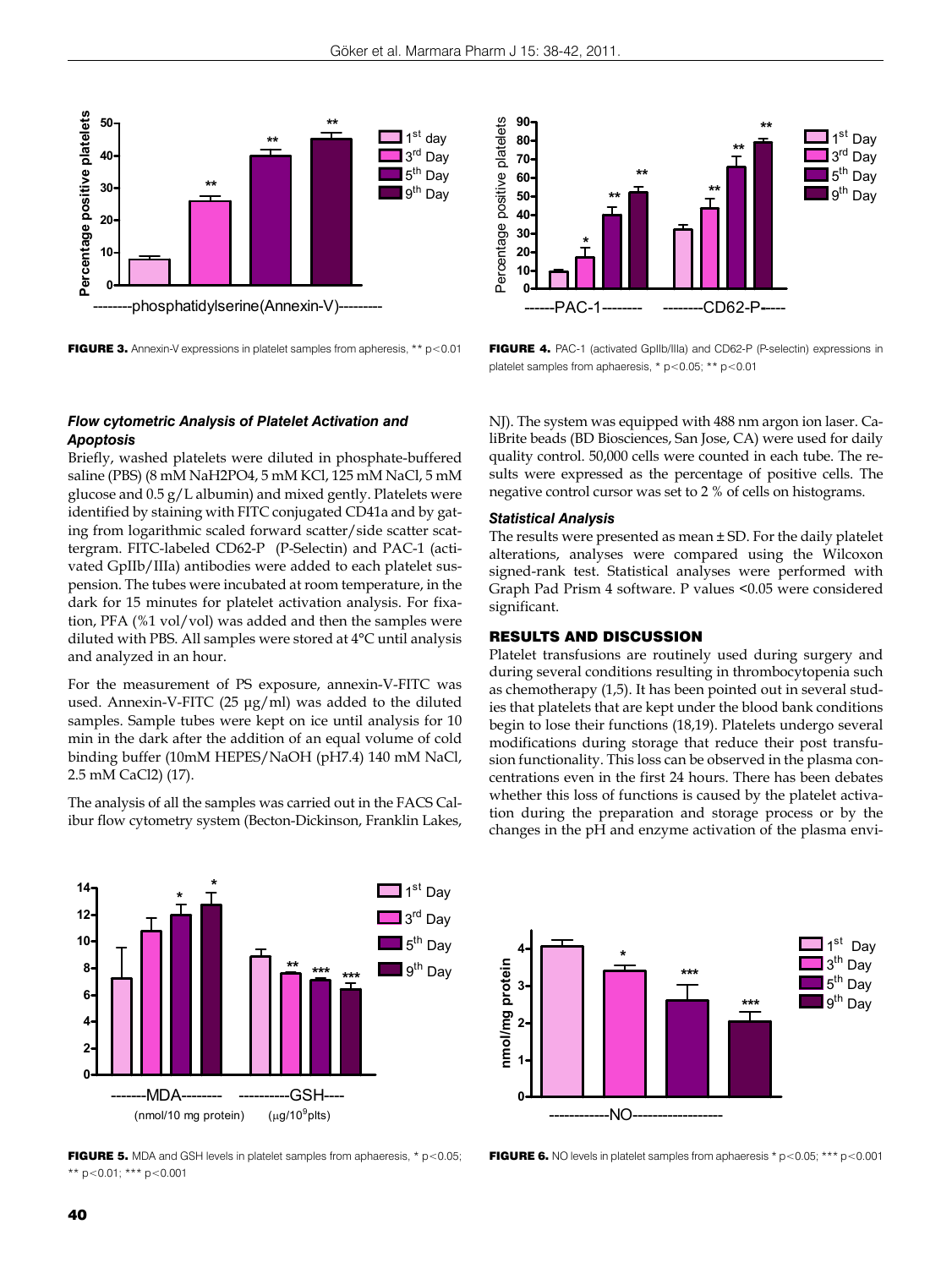**FIGURE 3.** Annexin-V expressions in platelet samples from apheresis, ** p<0.01

**FIGURE 4.** PAC-1 (activated GpIIb/IIIa) and CD62-P (P-selectin) expressions in platelet samples from aphaeresis, * p<0.05; ** p<0.01

### *Flow cytometric Analysis of Platelet Activation and Apoptosis*

Briefly, washed platelets were diluted in phosphate-buffered saline (PBS) (8 mM $NaH_2PO_4$, 5 mM KCl, 125 mM NaCl, 5 mM glucose and 0.5 g/L albumin) and mixed gently. Platelets were identified by staining with FITC conjugated CD41a and by gating from logarithmic scaled forward scatter/side scatter scattergram. FITC-labeled CD62-P (P-Selectin) and PAC-1 (activated GpIIb/IIIa) antibodies were added to each platelet suspension. The tubes were incubated at room temperature, in the dark for 15 minutes for platelet activation analysis. For fixation, PFA (%1 vol/vol) was added and then the samples were diluted with PBS. All samples were stored at 4°C until analysis and analyzed in an hour.

For the measurement of PS exposure, annexin-V-FITC was used. Annexin-V-FITC (25 µg/ml) was added to the diluted samples. Sample tubes were kept on ice until analysis for 10 min in the dark after the addition of an equal volume of cold binding buffer (10mM HEPES/NaOH (pH7.4) 140 mM NaCl, 2.5 mM $CaCl_2$) (17).

The analysis of all the samples was carried out in the FACS Calibur flow cytometry system (Becton-Dickinson, Franklin Lakes, NJ). The system was equipped with 488 nm argon ion laser. CaliBrite beads (BD Biosciences, San Jose, CA) were used for daily quality control. 50,000 cells were counted in each tube. The results were expressed as the percentage of positive cells. The negative control cursor was set to 2 % of cells on histograms.

### *Statistical Analysis*

The results were presented as mean ± SD. For the daily platelet alterations, analyses were compared using the Wilcoxon signed-rank test. Statistical analyses were performed with Graph Pad Prism 4 software. P values <0.05 were considered significant.

## RESULTS AND DISCUSSION

Platelet transfusions are routinely used during surgery and during several conditions resulting in thrombocytopenia such as chemotherapy (1,5). It has been pointed out in several studies that platelets that are kept under the blood bank conditions begin to lose their functions (18,19). Platelets undergo several modifications during storage that reduce their post transfusion functionality. This loss can be observed in the plasma concentrations even in the first 24 hours. There has been debates whether this loss of functions is caused by the platelet activation during the preparation and storage process or by the changes in the pH and enzyme activation of the plasma envi-

**FIGURE 5.** MDA and GSH levels in platelet samples from aphaeresis, * p<0.05; ** p<0.01; *** p<0.001

**FIGURE 6.** NO levels in platelet samples from aphaeresis * p<0.05; *** p<0.001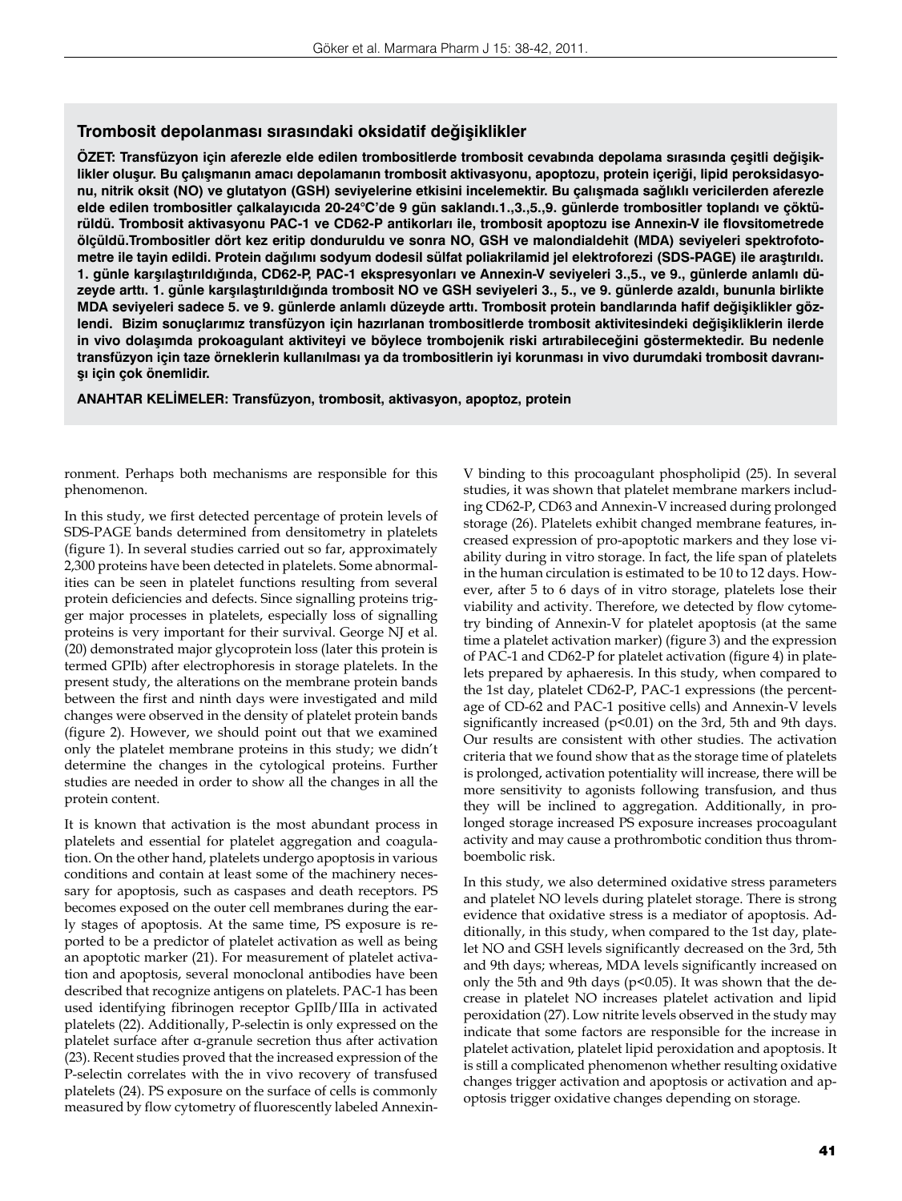## Trombosit depolanması sırasındaki oksidatif değişiklikler

**ÖZET: Transfüzyon için aferezle elde edilen trombositlerde trombosit cevabında depolama sırasında çeşitli değişiklikler oluşur. Bu çalışmanın amacı depolamanın trombosit aktivasyonu, apoptozu, protein içeriği, lipid peroksidasyonu, nitrik oksit (NO) ve glutatyon (GSH) seviyelerine etkisini incelemektir. Bu çalışmada sağlıklı vericilerden aferezle elde edilen trombositler çalkalayıcıda 20-24°C'de 9 gün saklandı.1.,3.,5.,9. günlerde trombositler toplandı ve çöktürüldü. Trombosit aktivasyonu PAC-1 ve CD62-P antikorları ile, trombosit apoptozu ise Annexin-V ile flovsitometrede ölçüldü.Trombositler dört kez eritip donduruldu ve sonra NO, GSH ve malondialdehit (MDA) seviyeleri spektrofotometre ile tayin edildi. Protein dağılımı sodyum dodesil sülfat poliakrilamid jel elektroforezi (SDS-PAGE) ile araştırıldı. 1. günle karşılaştırıldığında, CD62-P, PAC-1 ekspresyonları ve Annexin-V seviyeleri 3.,5., ve 9., günlerde anlamlı düzeyde arttı. 1. günle karşılaştırıldığında trombosit NO ve GSH seviyeleri 3., 5., ve 9. günlerde azaldı, bununla birlikte MDA seviyeleri sadece 5. ve 9. günlerde anlamlı düzeyde arttı. Trombosit protein bandlarında hafif değişiklikler gözlendi. Bizim sonuçlarımız transfüzyon için hazırlanan trombositlerde trombosit aktivitesindeki değişikliklerin ilerde in vivo dolaşımda prokoagulant aktiviteyi ve böylece trombojenik riski artırabileceğini göstermektedir. Bu nedenle transfüzyon için taze örneklerin kullanılması ya da trombositlerin iyi korunması in vivo durumdaki trombosit davranışı için çok önemlidir.**

**ANAHTAR KELİMELER: Transfüzyon, trombosit, aktivasyon, apoptoz, protein**

ronment. Perhaps both mechanisms are responsible for this phenomenon.

In this study, we first detected percentage of protein levels of SDS-PAGE bands determined from densitometry in platelets (figure 1). In several studies carried out so far, approximately 2,300 proteins have been detected in platelets. Some abnormalities can be seen in platelet functions resulting from several protein deficiencies and defects. Since signalling proteins trigger major processes in platelets, especially loss of signalling proteins is very important for their survival. George NJ et al. (20) demonstrated major glycoprotein loss (later this protein is termed GPIb) after electrophoresis in storage platelets. In the present study, the alterations on the membrane protein bands between the first and ninth days were investigated and mild changes were observed in the density of platelet protein bands (figure 2). However, we should point out that we examined only the platelet membrane proteins in this study; we didn't determine the changes in the cytological proteins. Further studies are needed in order to show all the changes in all the protein content.

It is known that activation is the most abundant process in platelets and essential for platelet aggregation and coagulation. On the other hand, platelets undergo apoptosis in various conditions and contain at least some of the machinery necessary for apoptosis, such as caspases and death receptors. PS becomes exposed on the outer cell membranes during the early stages of apoptosis. At the same time, PS exposure is reported to be a predictor of platelet activation as well as being an apoptotic marker (21). For measurement of platelet activation and apoptosis, several monoclonal antibodies have been described that recognize antigens on platelets. PAC-1 has been used identifying fibrinogen receptor GpIIb/IIIa in activated platelets (22). Additionally, P-selectin is only expressed on the platelet surface after α-granule secretion thus after activation (23). Recent studies proved that the increased expression of the P-selectin correlates with the in vivo recovery of transfused platelets (24). PS exposure on the surface of cells is commonly measured by flow cytometry of fluorescently labeled Annexin-V binding to this procoagulant phospholipid (25). In several studies, it was shown that platelet membrane markers including CD62-P, CD63 and Annexin-V increased during prolonged storage (26). Platelets exhibit changed membrane features, increased expression of pro-apoptotic markers and they lose viability during in vitro storage. In fact, the life span of platelets in the human circulation is estimated to be 10 to 12 days. However, after 5 to 6 days of in vitro storage, platelets lose their viability and activity. Therefore, we detected by flow cytometry binding of Annexin-V for platelet apoptosis (at the same time a platelet activation marker) (figure 3) and the expression of PAC-1 and CD62-P for platelet activation (figure 4) in platelets prepared by aphaeresis. In this study, when compared to the 1st day, platelet CD62-P, PAC-1 expressions (the percentage of CD-62 and PAC-1 positive cells) and Annexin-V levels significantly increased ($p<0.01$) on the 3rd, 5th and 9th days. Our results are consistent with other studies. The activation criteria that we found show that as the storage time of platelets is prolonged, activation potentiality will increase, there will be more sensitivity to agonists following transfusion, and thus they will be inclined to aggregation. Additionally, in prolonged storage increased PS exposure increases procoagulant activity and may cause a prothrombotic condition thus thromboembolic risk.

In this study, we also determined oxidative stress parameters and platelet NO levels during platelet storage. There is strong evidence that oxidative stress is a mediator of apoptosis. Additionally, in this study, when compared to the 1st day, platelet NO and GSH levels significantly decreased on the 3rd, 5th and 9th days; whereas, MDA levels significantly increased on only the 5th and 9th days ($p<0.05$). It was shown that the decrease in platelet NO increases platelet activation and lipid peroxidation (27). Low nitrite levels observed in the study may indicate that some factors are responsible for the increase in platelet activation, platelet lipid peroxidation and apoptosis. It is still a complicated phenomenon whether resulting oxidative changes trigger activation and apoptosis or activation and apoptosis trigger oxidative changes depending on storage.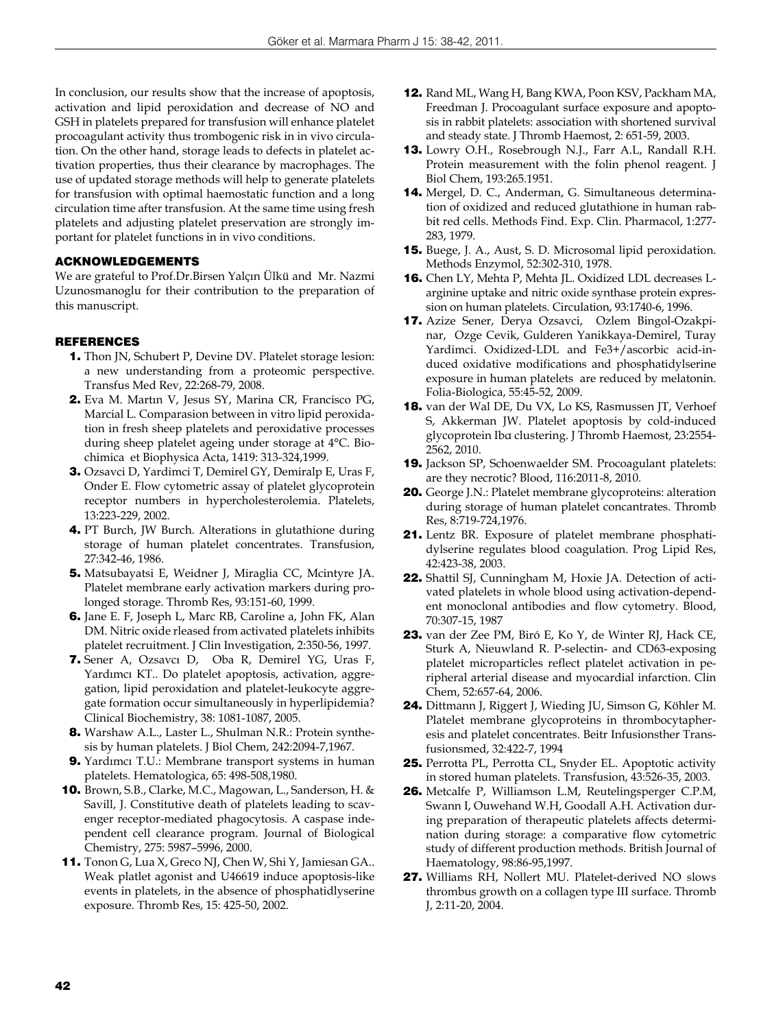In conclusion, our results show that the increase of apoptosis, activation and lipid peroxidation and decrease of NO and GSH in platelets prepared for transfusion will enhance platelet procoagulant activity thus trombogenic risk in in vivo circulation. On the other hand, storage leads to defects in platelet activation properties, thus their clearance by macrophages. The use of updated storage methods will help to generate platelets for transfusion with optimal haemostatic function and a long circulation time after transfusion. At the same time using fresh platelets and adjusting platelet preservation are strongly important for platelet functions in in vivo conditions.

## ACKNOWLEDGEMENTS

We are grateful to Prof.Dr.Birsen Yalçın Ülkü and Mr. Nazmi Uzunosmanoglu for their contribution to the preparation of this manuscript.

## REFERENCES

1. Thon JN, Schubert P, Devine DV. Platelet storage lesion: a new understanding from a proteomic perspective. Transfus Med Rev, 22:268-79, 2008.
2. Eva M. Martın V, Jesus SY, Marina CR, Francisco PG, Marcial L. Comparasion between in vitro lipid peroxidation in fresh sheep platelets and peroxidative processes during sheep platelet ageing under storage at 4°C. Biochimica et Biophysica Acta, 1419: 313-324,1999.
3. Ozsavci D, Yardimci T, Demirel GY, Demiralp E, Uras F, Onder E. Flow cytometric assay of platelet glycoprotein receptor numbers in hypercholesterolemia. Platelets, 13:223-229, 2002.
4. PT Burch, JW Burch. Alterations in glutathione during storage of human platelet concentrates. Transfusion, 27:342-46, 1986.
5. Matsubayatsi E, Weidner J, Miraglia CC, Mcintyre JA. Platelet membrane early activation markers during prolonged storage. Thromb Res, 93:151-60, 1999.
6. Jane E. F, Joseph L, Marc RB, Caroline a, John FK, Alan DM. Nitric oxide rleased from activated platelets inhibits platelet recruitment. J Clin Investigation, 2:350-56, 1997.
7. Sener A, Ozsavcı D, Oba R, Demirel YG, Uras F, Yardımcı KT.. Do platelet apoptosis, activation, aggregation, lipid peroxidation and platelet-leukocyte aggregate formation occur simultaneously in hyperlipidemia? Clinical Biochemistry, 38: 1081-1087, 2005.
8. Warshaw A.L., Laster L., Shulman N.R.: Protein synthesis by human platelets. J Biol Chem, 242:2094-7,1967.
9. Yardımcı T.U.: Membrane transport systems in human platelets. Hematologica, 65: 498-508,1980.
10. Brown, S.B., Clarke, M.C., Magowan, L., Sanderson, H. & Savill, J. Constitutive death of platelets leading to scavenger receptor-mediated phagocytosis. A caspase independent cell clearance program. Journal of Biological Chemistry, 275: 5987–5996, 2000.
11. Tonon G, Lua X, Greco NJ, Chen W, Shi Y, Jamiesan GA.. Weak platlet agonist and U46619 induce apoptosis-like events in platelets, in the absence of phosphatidlyserine exposure. Thromb Res, 15: 425-50, 2002.
12. Rand ML, Wang H, Bang KWA, Poon KSV, Packham MA, Freedman J. Procoagulant surface exposure and apoptosis in rabbit platelets: association with shortened survival and steady state. J Thromb Haemost, 2: 651-59, 2003.
13. Lowry O.H., Rosebrough N.J., Farr A.L, Randall R.H. Protein measurement with the folin phenol reagent. J Biol Chem, 193:265.1951.
14. Mergel, D. C., Anderman, G. Simultaneous determination of oxidized and reduced glutathione in human rabbit red cells. Methods Find. Exp. Clin. Pharmacol, 1:277-283, 1979.
15. Buege, J. A., Aust, S. D. Microsomal lipid peroxidation. Methods Enzymol, 52:302-310, 1978.
16. Chen LY, Mehta P, Mehta JL. Oxidized LDL decreases L-arginine uptake and nitric oxide synthase protein expression on human platelets. Circulation, 93:1740-6, 1996.
17. Azize Sener, Derya Ozsavci, Ozlem Bingol-Ozakpinar, Ozge Cevik, Gulderen Yanikkaya-Demirel, Turay Yardimci. Oxidized-LDL and $Fe^{3+}$/ascorbic acid-induced oxidative modifications and phosphatidylserine exposure in human platelets are reduced by melatonin. Folia-Biologica, 55:45-52, 2009.
18. van der Wal DE, Du VX, Lo KS, Rasmussen JT, Verhoef S, Akkerman JW. Platelet apoptosis by cold-induced glycoprotein Ibα clustering. J Thromb Haemost, 23:2554-2562, 2010.
19. Jackson SP, Schoenwaelder SM. Procoagulant platelets: are they necrotic? Blood, 116:2011-8, 2010.
20. George J.N.: Platelet membrane glycoproteins: alteration during storage of human platelet concentrates. Thromb Res, 8:719-724,1976.
21. Lentz BR. Exposure of platelet membrane phosphatidylserine regulates blood coagulation. Prog Lipid Res, 42:423-38, 2003.
22. Shattil SJ, Cunningham M, Hoxie JA. Detection of activated platelets in whole blood using activation-dependent monoclonal antibodies and flow cytometry. Blood, 70:307-15, 1987
23. van der Zee PM, Biró E, Ko Y, de Winter RJ, Hack CE, Sturk A, Nieuwland R. P-selectin- and CD63-exposing platelet microparticles reflect platelet activation in peripheral arterial disease and myocardial infarction. Clin Chem, 52:657-64, 2006.
24. Dittmann J, Riggert J, Wieding JU, Simson G, Köhler M. Platelet membrane glycoproteins in thrombocytapheresis and platelet concentrates. Beitr Infusionsther Transfusionsmed, 32:422-7, 1994
25. Perrotta PL, Perrotta CL, Snyder EL. Apoptotic activity in stored human platelets. Transfusion, 43:526-35, 2003.
26. Metcalfe P, Williamson L.M, Reutelingsperger C.P.M, Swann I, Ouwehand W.H, Goodall A.H. Activation during preparation of therapeutic platelets affects determination during storage: a comparative flow cytometric study of different production methods. British Journal of Haematology, 98:86-95,1997.
27. Williams RH, Nollert MU. Platelet-derived NO slows thrombus growth on a collagen type III surface. Thromb J, 2:11-20, 2004.